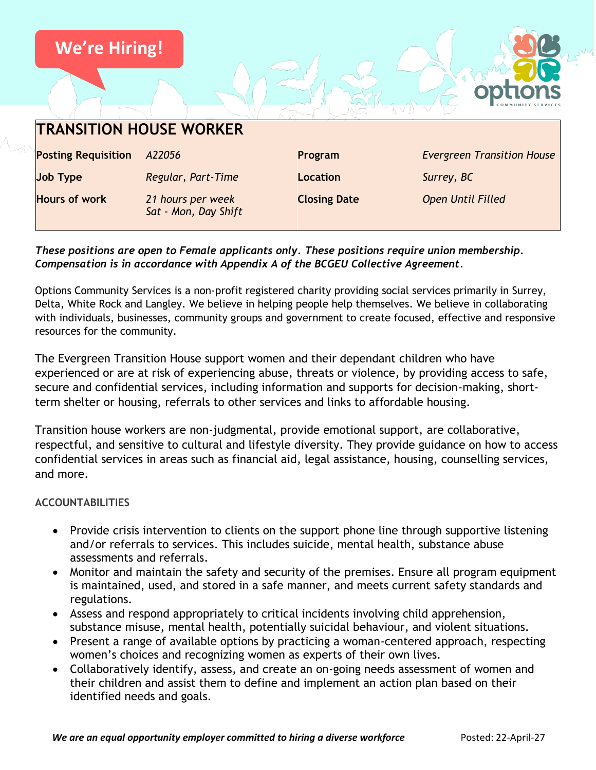We're Hiring!

# TRANSITION HOUSE WORKER

| | | | |
|---|---|---|---|
| **Posting Requisition** | *A22056* | **Program** | *Evergreen Transition House* |
| **Job Type** | *Regular, Part-Time* | **Location** | *Surrey, BC* |
| **Hours of work** | *21 hours per week*<br>*Sat - Mon, Day Shift* | **Closing Date** | *Open Until Filled* |

***These positions are open to Female applicants only. These positions require union membership. Compensation is in accordance with Appendix A of the BCGEU Collective Agreement.***

Options Community Services is a non-profit registered charity providing social services primarily in Surrey, Delta, White Rock and Langley. We believe in helping people help themselves. We believe in collaborating with individuals, businesses, community groups and government to create focused, effective and responsive resources for the community.

The Evergreen Transition House support women and their dependant children who have experienced or are at risk of experiencing abuse, threats or violence, by providing access to safe, secure and confidential services, including information and supports for decision-making, short-term shelter or housing, referrals to other services and links to affordable housing.

Transition house workers are non-judgmental, provide emotional support, are collaborative, respectful, and sensitive to cultural and lifestyle diversity. They provide guidance on how to access confidential services in areas such as financial aid, legal assistance, housing, counselling services, and more.

## ACCOUNTABILITIES

- Provide crisis intervention to clients on the support phone line through supportive listening and/or referrals to services. This includes suicide, mental health, substance abuse assessments and referrals.
- Monitor and maintain the safety and security of the premises. Ensure all program equipment is maintained, used, and stored in a safe manner, and meets current safety standards and regulations.
- Assess and respond appropriately to critical incidents involving child apprehension, substance misuse, mental health, potentially suicidal behaviour, and violent situations.
- Present a range of available options by practicing a woman-centered approach, respecting women's choices and recognizing women as experts of their own lives.
- Collaboratively identify, assess, and create an on-going needs assessment of women and their children and assist them to define and implement an action plan based on their identified needs and goals.

***We are an equal opportunity employer committed to hiring a diverse workforce*** Posted: 22-April-27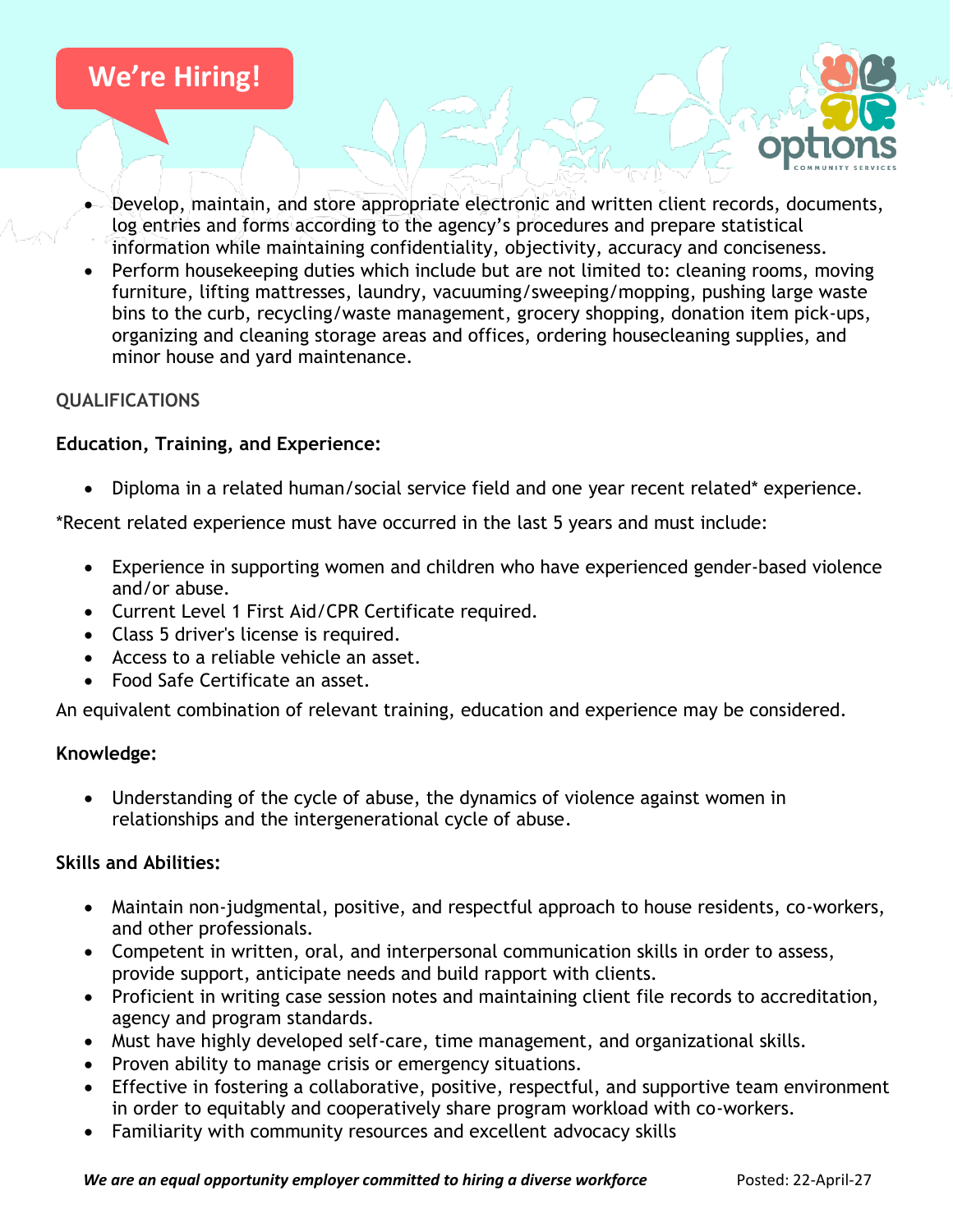- Develop, maintain, and store appropriate electronic and written client records, documents, log entries and forms according to the agency's procedures and prepare statistical information while maintaining confidentiality, objectivity, accuracy and conciseness.
- Perform housekeeping duties which include but are not limited to: cleaning rooms, moving furniture, lifting mattresses, laundry, vacuuming/sweeping/mopping, pushing large waste bins to the curb, recycling/waste management, grocery shopping, donation item pick-ups, organizing and cleaning storage areas and offices, ordering housecleaning supplies, and minor house and yard maintenance.

## QUALIFICATIONS

**Education, Training, and Experience:**

- Diploma in a related human/social service field and one year recent related* experience.

*Recent related experience must have occurred in the last 5 years and must include:

- Experience in supporting women and children who have experienced gender-based violence and/or abuse.
- Current Level 1 First Aid/CPR Certificate required.
- Class 5 driver's license is required.
- Access to a reliable vehicle an asset.
- Food Safe Certificate an asset.

An equivalent combination of relevant training, education and experience may be considered.

**Knowledge:**

- Understanding of the cycle of abuse, the dynamics of violence against women in relationships and the intergenerational cycle of abuse.

**Skills and Abilities:**

- Maintain non-judgmental, positive, and respectful approach to house residents, co-workers, and other professionals.
- Competent in written, oral, and interpersonal communication skills in order to assess, provide support, anticipate needs and build rapport with clients.
- Proficient in writing case session notes and maintaining client file records to accreditation, agency and program standards.
- Must have highly developed self-care, time management, and organizational skills.
- Proven ability to manage crisis or emergency situations.
- Effective in fostering a collaborative, positive, respectful, and supportive team environment in order to equitably and cooperatively share program workload with co-workers.
- Familiarity with community resources and excellent advocacy skills

***We are an equal opportunity employer committed to hiring a diverse workforce*** Posted: 22-April-27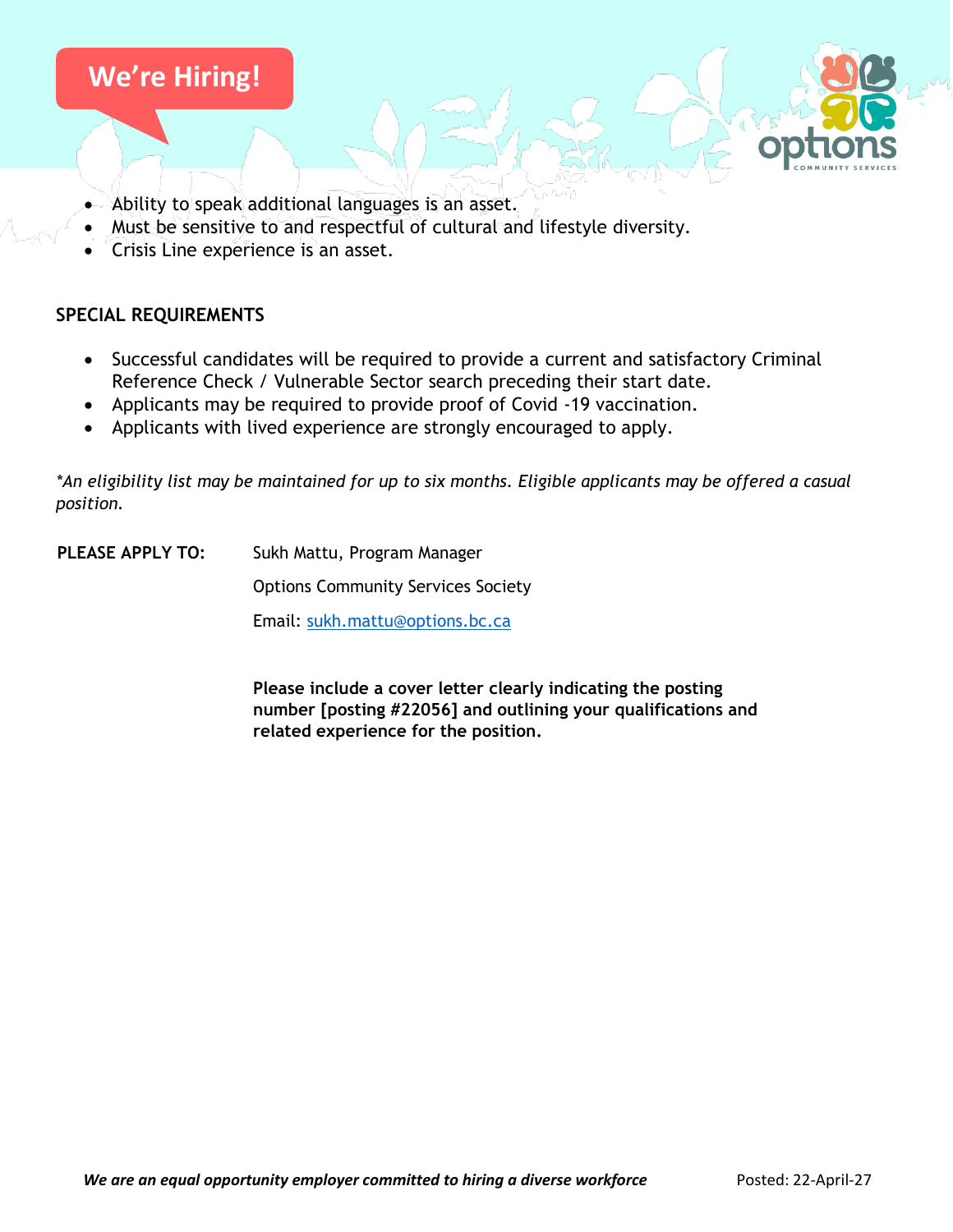We're Hiring!

- Ability to speak additional languages is an asset.
- Must be sensitive to and respectful of cultural and lifestyle diversity.
- Crisis Line experience is an asset.

**SPECIAL REQUIREMENTS**

- Successful candidates will be required to provide a current and satisfactory Criminal Reference Check / Vulnerable Sector search preceding their start date.
- Applicants may be required to provide proof of Covid -19 vaccination.
- Applicants with lived experience are strongly encouraged to apply.

*\*An eligibility list may be maintained for up to six months. Eligible applicants may be offered a casual position.*

**PLEASE APPLY TO:** Sukh Mattu, Program Manager

Options Community Services Society

Email: sukh.mattu@options.bc.ca

**Please include a cover letter clearly indicating the posting number [posting #22056] and outlining your qualifications and related experience for the position.**

***We are an equal opportunity employer committed to hiring a diverse workforce***

Posted: 22-April-27